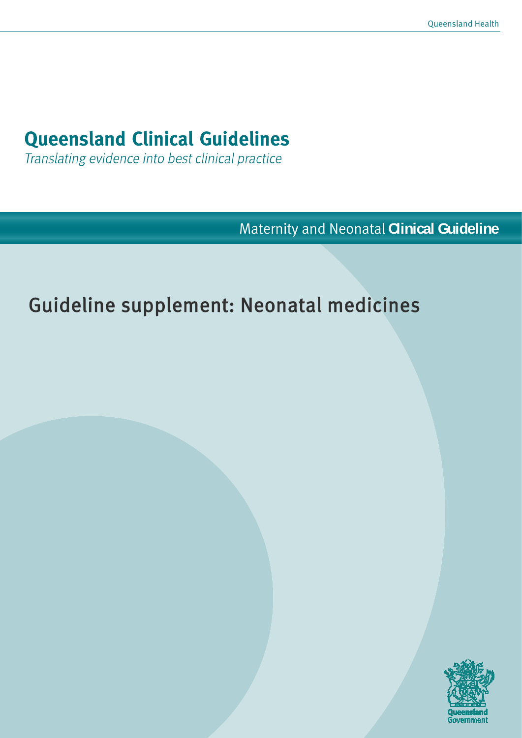Queensland Health

# Queensland Clinical Guidelines

*Translating evidence into best clinical practice*

Maternity and Neonatal **Clinical Guideline**

## Guideline supplement: Neonatal medicines

Queensland Government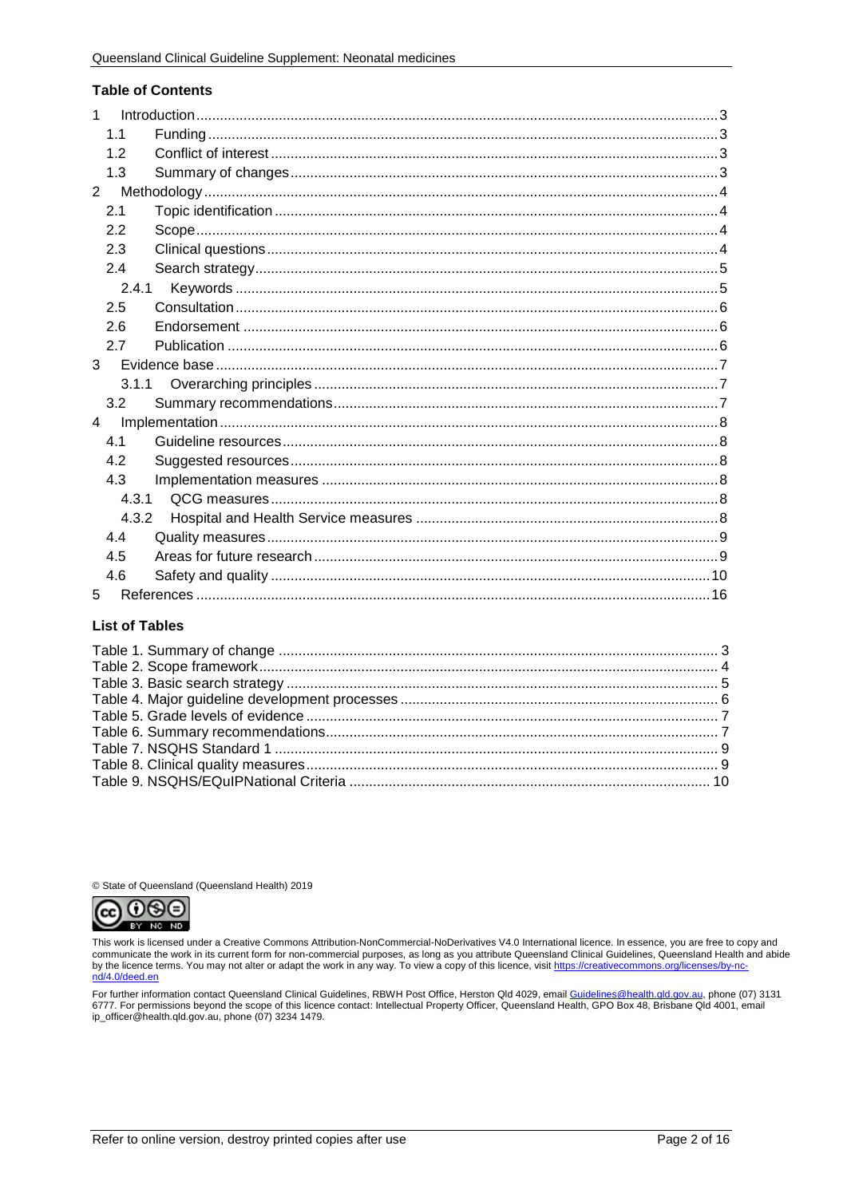**Table of Contents**

1 Introduction ........................................................................................................................3
  1.1 Funding ...........................................................................................................................3
  1.2 Conflict of interest ..........................................................................................................3
  1.3 Summary of changes ......................................................................................................3
2 Methodology .......................................................................................................................4
  2.1 Topic identification .........................................................................................................4
  2.2 Scope ..............................................................................................................................4
  2.3 Clinical questions ............................................................................................................4
  2.4 Search strategy ...............................................................................................................5
    2.4.1 Keywords ...................................................................................................................5
  2.5 Consultation ....................................................................................................................6
  2.6 Endorsement ..................................................................................................................6
  2.7 Publication ......................................................................................................................6
3 Evidence base ......................................................................................................................7
    3.1.1 Overarching principles ................................................................................................7
  3.2 Summary recommendations ...........................................................................................7
4 Implementation ....................................................................................................................8
  4.1 Guideline resources .......................................................................................................8
  4.2 Suggested resources ......................................................................................................8
  4.3 Implementation measures ..............................................................................................8
    4.3.1 QCG measures ...........................................................................................................8
    4.3.2 Hospital and Health Service measures .......................................................................8
  4.4 Quality measures ............................................................................................................9
  4.5 Areas for future research ................................................................................................9
  4.6 Safety and quality .........................................................................................................10
5 References ........................................................................................................................16

**List of Tables**

Table 1. Summary of change .................................................................................................3
Table 2. Scope framework ......................................................................................................4
Table 3. Basic search strategy ...............................................................................................5
Table 4. Major guideline development processes ..................................................................6
Table 5. Grade levels of evidence ..........................................................................................7
Table 6. Summary recommendations .....................................................................................7
Table 7. NSQHS Standard 1 ..................................................................................................9
Table 8. Clinical quality measures ..........................................................................................9
Table 9. NSQHS/EQuIPNational Criteria ..............................................................................10

© State of Queensland (Queensland Health) 2019

This work is licensed under a Creative Commons Attribution-NonCommercial-NoDerivatives V4.0 International licence. In essence, you are free to copy and communicate the work in its current form for non-commercial purposes, as long as you attribute Queensland Clinical Guidelines, Queensland Health and abide by the licence terms. You may not alter or adapt the work in any way. To view a copy of this licence, visit https://creativecommons.org/licenses/by-nc-nd/4.0/deed.en

For further information contact Queensland Clinical Guidelines, RBWH Post Office, Herston Qld 4029, email Guidelines@health.qld.gov.au, phone (07) 3131 6777. For permissions beyond the scope of this licence contact: Intellectual Property Officer, Queensland Health, GPO Box 48, Brisbane Qld 4001, email ip_officer@health.qld.gov.au, phone (07) 3234 1479.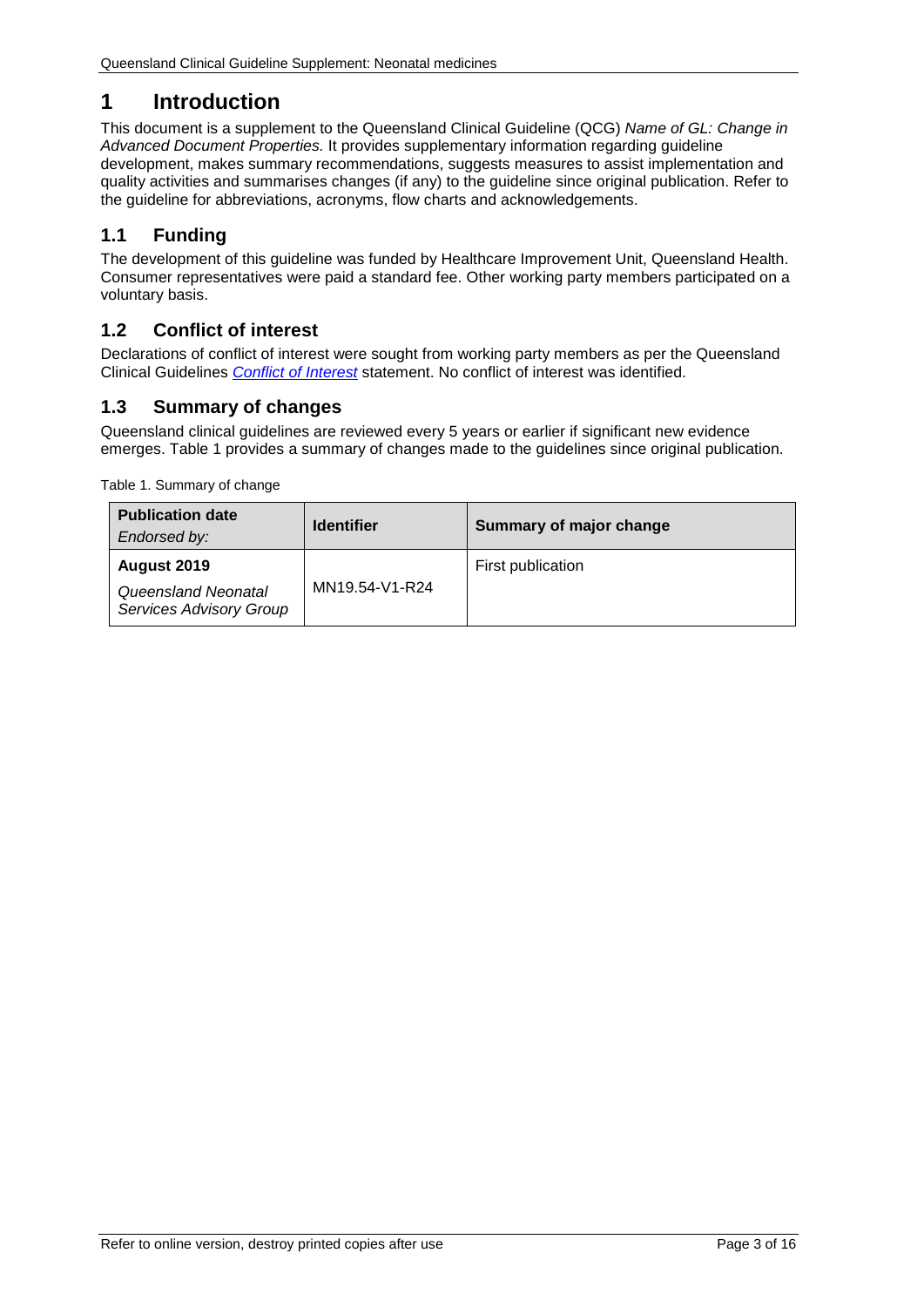# 1 Introduction

This document is a supplement to the Queensland Clinical Guideline (QCG) *Name of GL: Change in Advanced Document Properties.* It provides supplementary information regarding guideline development, makes summary recommendations, suggests measures to assist implementation and quality activities and summarises changes (if any) to the guideline since original publication. Refer to the guideline for abbreviations, acronyms, flow charts and acknowledgements.

## 1.1 Funding

The development of this guideline was funded by Healthcare Improvement Unit, Queensland Health. Consumer representatives were paid a standard fee. Other working party members participated on a voluntary basis.

## 1.2 Conflict of interest

Declarations of conflict of interest were sought from working party members as per the Queensland Clinical Guidelines *Conflict of Interest* statement. No conflict of interest was identified.

## 1.3 Summary of changes

Queensland clinical guidelines are reviewed every 5 years or earlier if significant new evidence emerges. Table 1 provides a summary of changes made to the guidelines since original publication.

Table 1. Summary of change

| **Publication date** *Endorsed by:* | **Identifier** | **Summary of major change** |
|---|---|---|
| **August 2019** *Queensland Neonatal Services Advisory Group* | MN19.54-V1-R24 | First publication |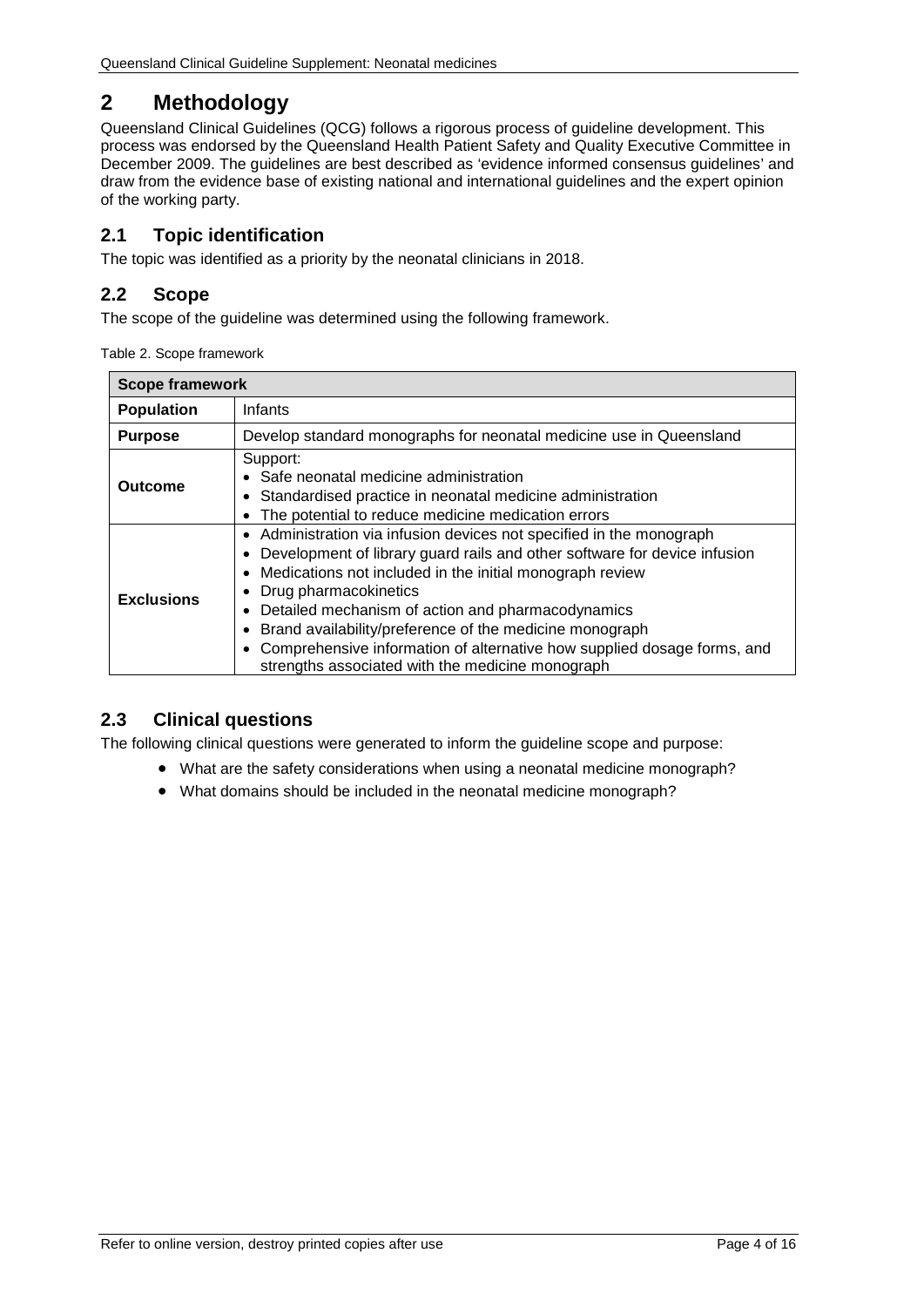# 2 Methodology

Queensland Clinical Guidelines (QCG) follows a rigorous process of guideline development. This process was endorsed by the Queensland Health Patient Safety and Quality Executive Committee in December 2009. The guidelines are best described as 'evidence informed consensus guidelines' and draw from the evidence base of existing national and international guidelines and the expert opinion of the working party.

## 2.1 Topic identification

The topic was identified as a priority by the neonatal clinicians in 2018.

## 2.2 Scope

The scope of the guideline was determined using the following framework.

Table 2. Scope framework

| **Scope framework** | |
|---|---|
| **Population** | Infants |
| **Purpose** | Develop standard monographs for neonatal medicine use in Queensland |
| **Outcome** | Support:<br>• Safe neonatal medicine administration<br>• Standardised practice in neonatal medicine administration<br>• The potential to reduce medicine medication errors |
| **Exclusions** | • Administration via infusion devices not specified in the monograph<br>• Development of library guard rails and other software for device infusion<br>• Medications not included in the initial monograph review<br>• Drug pharmacokinetics<br>• Detailed mechanism of action and pharmacodynamics<br>• Brand availability/preference of the medicine monograph<br>• Comprehensive information of alternative how supplied dosage forms, and strengths associated with the medicine monograph |

## 2.3 Clinical questions

The following clinical questions were generated to inform the guideline scope and purpose:

- What are the safety considerations when using a neonatal medicine monograph?
- What domains should be included in the neonatal medicine monograph?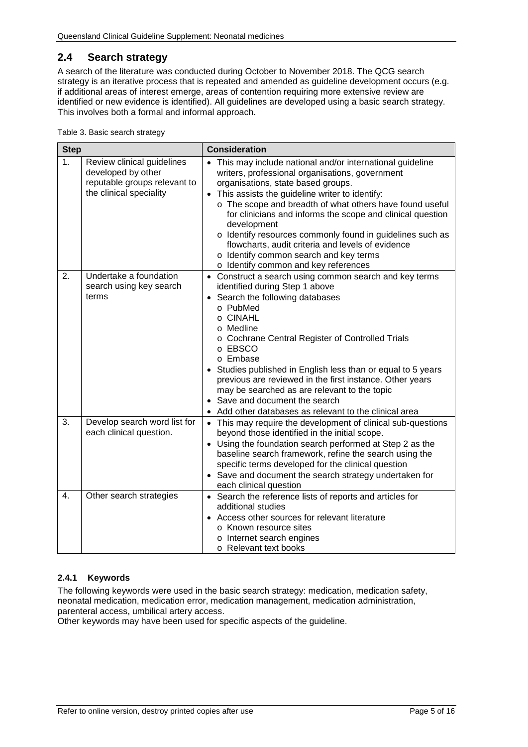## 2.4 Search strategy

A search of the literature was conducted during October to November 2018. The QCG search strategy is an iterative process that is repeated and amended as guideline development occurs (e.g. if additional areas of interest emerge, areas of contention requiring more extensive review are identified or new evidence is identified). All guidelines are developed using a basic search strategy. This involves both a formal and informal approach.

Table 3. Basic search strategy

| Step | | Consideration |
|---|---|---|
| 1. | Review clinical guidelines developed by other reputable groups relevant to the clinical speciality | • This may include national and/or international guideline writers, professional organisations, government organisations, state based groups.<br>• This assists the guideline writer to identify:<br>  o The scope and breadth of what others have found useful for clinicians and informs the scope and clinical question development<br>  o Identify resources commonly found in guidelines such as flowcharts, audit criteria and levels of evidence<br>  o Identify common search and key terms<br>  o Identify common and key references |
| 2. | Undertake a foundation search using key search terms | • Construct a search using common search and key terms identified during Step 1 above<br>• Search the following databases<br>  o PubMed<br>  o CINAHL<br>  o Medline<br>  o Cochrane Central Register of Controlled Trials<br>  o EBSCO<br>  o Embase<br>• Studies published in English less than or equal to 5 years previous are reviewed in the first instance. Other years may be searched as are relevant to the topic<br>• Save and document the search<br>• Add other databases as relevant to the clinical area |
| 3. | Develop search word list for each clinical question. | • This may require the development of clinical sub-questions beyond those identified in the initial scope.<br>• Using the foundation search performed at Step 2 as the baseline search framework, refine the search using the specific terms developed for the clinical question<br>• Save and document the search strategy undertaken for each clinical question |
| 4. | Other search strategies | • Search the reference lists of reports and articles for additional studies<br>• Access other sources for relevant literature<br>  o Known resource sites<br>  o Internet search engines<br>  o Relevant text books |

### 2.4.1 Keywords

The following keywords were used in the basic search strategy: medication, medication safety, neonatal medication, medication error, medication management, medication administration, parenteral access, umbilical artery access.

Other keywords may have been used for specific aspects of the guideline.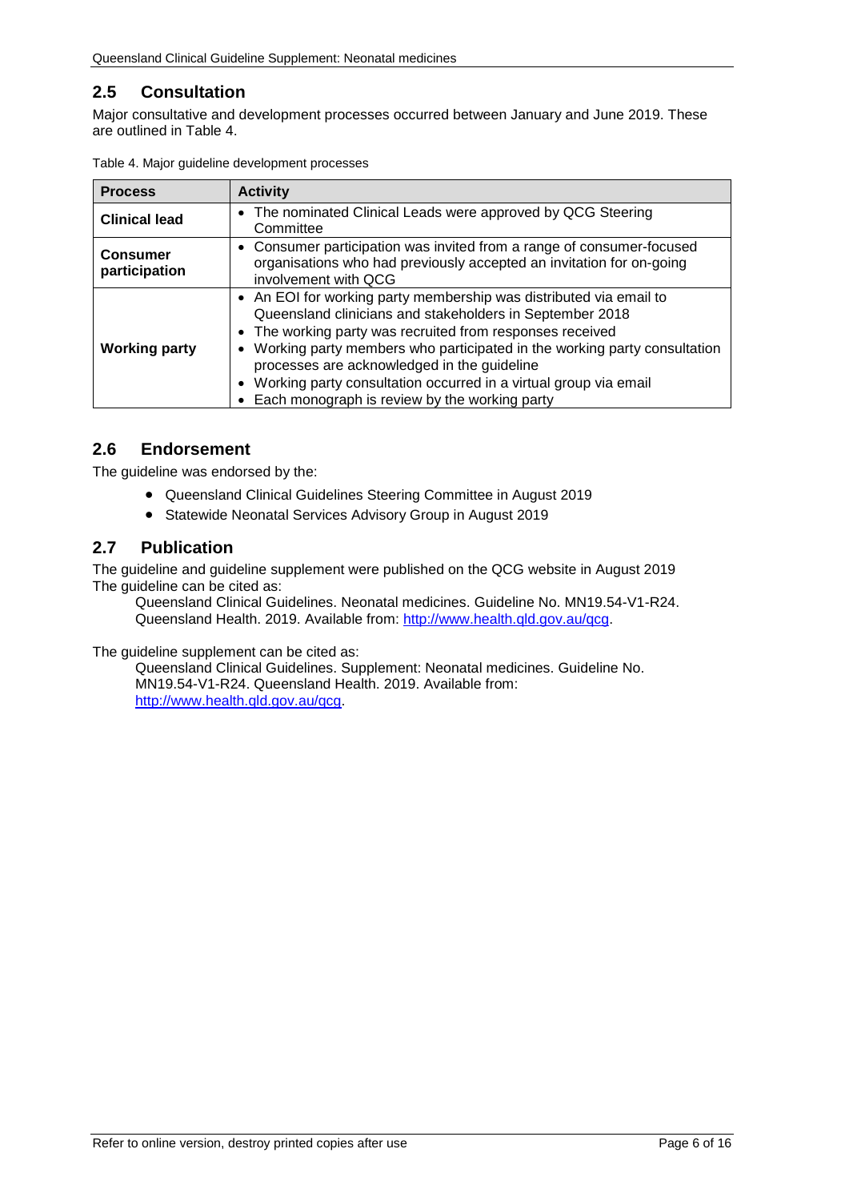## 2.5 Consultation

Major consultative and development processes occurred between January and June 2019. These are outlined in Table 4.

Table 4. Major guideline development processes

| Process | Activity |
|---|---|
| **Clinical lead** | • The nominated Clinical Leads were approved by QCG Steering Committee |
| **Consumer participation** | • Consumer participation was invited from a range of consumer-focused organisations who had previously accepted an invitation for on-going involvement with QCG |
| **Working party** | • An EOI for working party membership was distributed via email to Queensland clinicians and stakeholders in September 2018<br>• The working party was recruited from responses received<br>• Working party members who participated in the working party consultation processes are acknowledged in the guideline<br>• Working party consultation occurred in a virtual group via email<br>• Each monograph is review by the working party |

## 2.6 Endorsement

The guideline was endorsed by the:

- Queensland Clinical Guidelines Steering Committee in August 2019
- Statewide Neonatal Services Advisory Group in August 2019

## 2.7 Publication

The guideline and guideline supplement were published on the QCG website in August 2019
The guideline can be cited as:

Queensland Clinical Guidelines. Neonatal medicines. Guideline No. MN19.54-V1-R24. Queensland Health. 2019. Available from: http://www.health.qld.gov.au/qcg.

The guideline supplement can be cited as:

Queensland Clinical Guidelines. Supplement: Neonatal medicines. Guideline No. MN19.54-V1-R24. Queensland Health. 2019. Available from: http://www.health.qld.gov.au/qcg.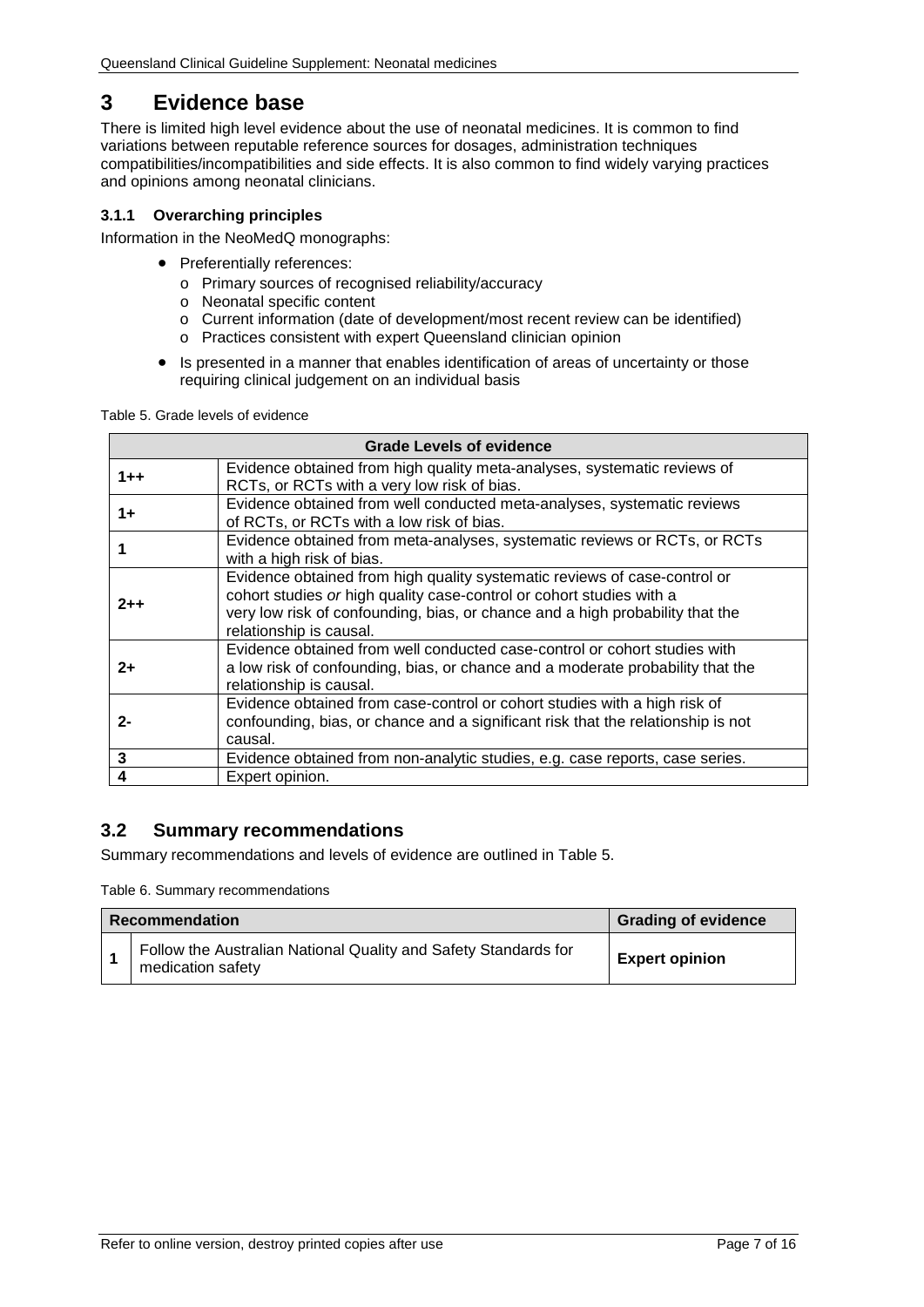# 3 Evidence base

There is limited high level evidence about the use of neonatal medicines. It is common to find variations between reputable reference sources for dosages, administration techniques compatibilities/incompatibilities and side effects. It is also common to find widely varying practices and opinions among neonatal clinicians.

### 3.1.1 Overarching principles

Information in the NeoMedQ monographs:

- Preferentially references:
  - Primary sources of recognised reliability/accuracy
  - Neonatal specific content
  - Current information (date of development/most recent review can be identified)
  - Practices consistent with expert Queensland clinician opinion
- Is presented in a manner that enables identification of areas of uncertainty or those requiring clinical judgement on an individual basis

Table 5. Grade levels of evidence

| Grade Levels of evidence | |
|---|---|
| **1++** | Evidence obtained from high quality meta-analyses, systematic reviews of RCTs, or RCTs with a very low risk of bias. |
| **1+** | Evidence obtained from well conducted meta-analyses, systematic reviews of RCTs, or RCTs with a low risk of bias. |
| **1** | Evidence obtained from meta-analyses, systematic reviews or RCTs, or RCTs with a high risk of bias. |
| **2++** | Evidence obtained from high quality systematic reviews of case-control or cohort studies *or* high quality case-control or cohort studies with a very low risk of confounding, bias, or chance and a high probability that the relationship is causal. |
| **2+** | Evidence obtained from well conducted case-control or cohort studies with a low risk of confounding, bias, or chance and a moderate probability that the relationship is causal. |
| **2-** | Evidence obtained from case-control or cohort studies with a high risk of confounding, bias, or chance and a significant risk that the relationship is not causal. |
| **3** | Evidence obtained from non-analytic studies, e.g. case reports, case series. |
| **4** | Expert opinion. |

## 3.2 Summary recommendations

Summary recommendations and levels of evidence are outlined in Table 5.

Table 6. Summary recommendations

| | Recommendation | Grading of evidence |
|---|---|---|
| **1** | Follow the Australian National Quality and Safety Standards for medication safety | **Expert opinion** |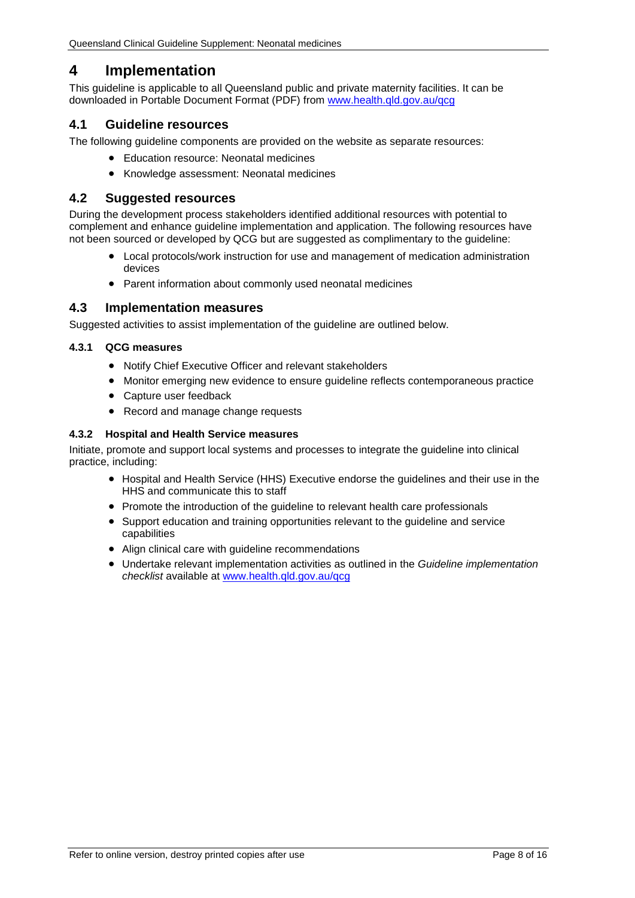# 4 Implementation

This guideline is applicable to all Queensland public and private maternity facilities. It can be downloaded in Portable Document Format (PDF) from [www.health.qld.gov.au/qcg](www.health.qld.gov.au/qcg)

## 4.1 Guideline resources

The following guideline components are provided on the website as separate resources:

- Education resource: Neonatal medicines
- Knowledge assessment: Neonatal medicines

## 4.2 Suggested resources

During the development process stakeholders identified additional resources with potential to complement and enhance guideline implementation and application. The following resources have not been sourced or developed by QCG but are suggested as complimentary to the guideline:

- Local protocols/work instruction for use and management of medication administration devices
- Parent information about commonly used neonatal medicines

## 4.3 Implementation measures

Suggested activities to assist implementation of the guideline are outlined below.

### 4.3.1 QCG measures

- Notify Chief Executive Officer and relevant stakeholders
- Monitor emerging new evidence to ensure guideline reflects contemporaneous practice
- Capture user feedback
- Record and manage change requests

### 4.3.2 Hospital and Health Service measures

Initiate, promote and support local systems and processes to integrate the guideline into clinical practice, including:

- Hospital and Health Service (HHS) Executive endorse the guidelines and their use in the HHS and communicate this to staff
- Promote the introduction of the guideline to relevant health care professionals
- Support education and training opportunities relevant to the guideline and service capabilities
- Align clinical care with guideline recommendations
- Undertake relevant implementation activities as outlined in the *Guideline implementation checklist* available at [www.health.qld.gov.au/qcg](www.health.qld.gov.au/qcg)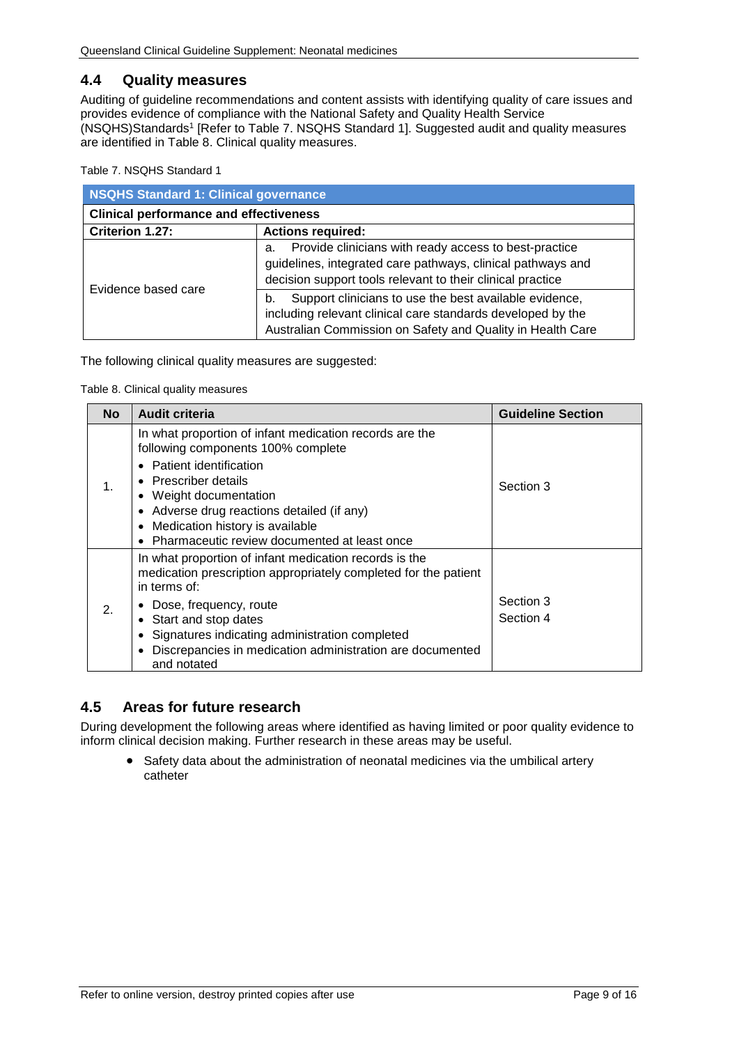## 4.4 Quality measures

Auditing of guideline recommendations and content assists with identifying quality of care issues and provides evidence of compliance with the National Safety and Quality Health Service (NSQHS)Standards[1] [Refer to Table 7. NSQHS Standard 1]. Suggested audit and quality measures are identified in Table 8. Clinical quality measures.

Table 7. NSQHS Standard 1

| **NSQHS Standard 1: Clinical governance** | |
|---|---|
| **Clinical performance and effectiveness** | |
| **Criterion 1.27:** | **Actions required:** |
| Evidence based care | a. Provide clinicians with ready access to best-practice guidelines, integrated care pathways, clinical pathways and decision support tools relevant to their clinical practice |
| | b. Support clinicians to use the best available evidence, including relevant clinical care standards developed by the Australian Commission on Safety and Quality in Health Care |

The following clinical quality measures are suggested:

Table 8. Clinical quality measures

| No | Audit criteria | Guideline Section |
|---|---|---|
| 1. | In what proportion of infant medication records are the following components 100% complete<br>• Patient identification<br>• Prescriber details<br>• Weight documentation<br>• Adverse drug reactions detailed (if any)<br>• Medication history is available<br>• Pharmaceutic review documented at least once | Section 3 |
| 2. | In what proportion of infant medication records is the medication prescription appropriately completed for the patient in terms of:<br>• Dose, frequency, route<br>• Start and stop dates<br>• Signatures indicating administration completed<br>• Discrepancies in medication administration are documented and notated | Section 3<br>Section 4 |

## 4.5 Areas for future research

During development the following areas where identified as having limited or poor quality evidence to inform clinical decision making. Further research in these areas may be useful.

- Safety data about the administration of neonatal medicines via the umbilical artery catheter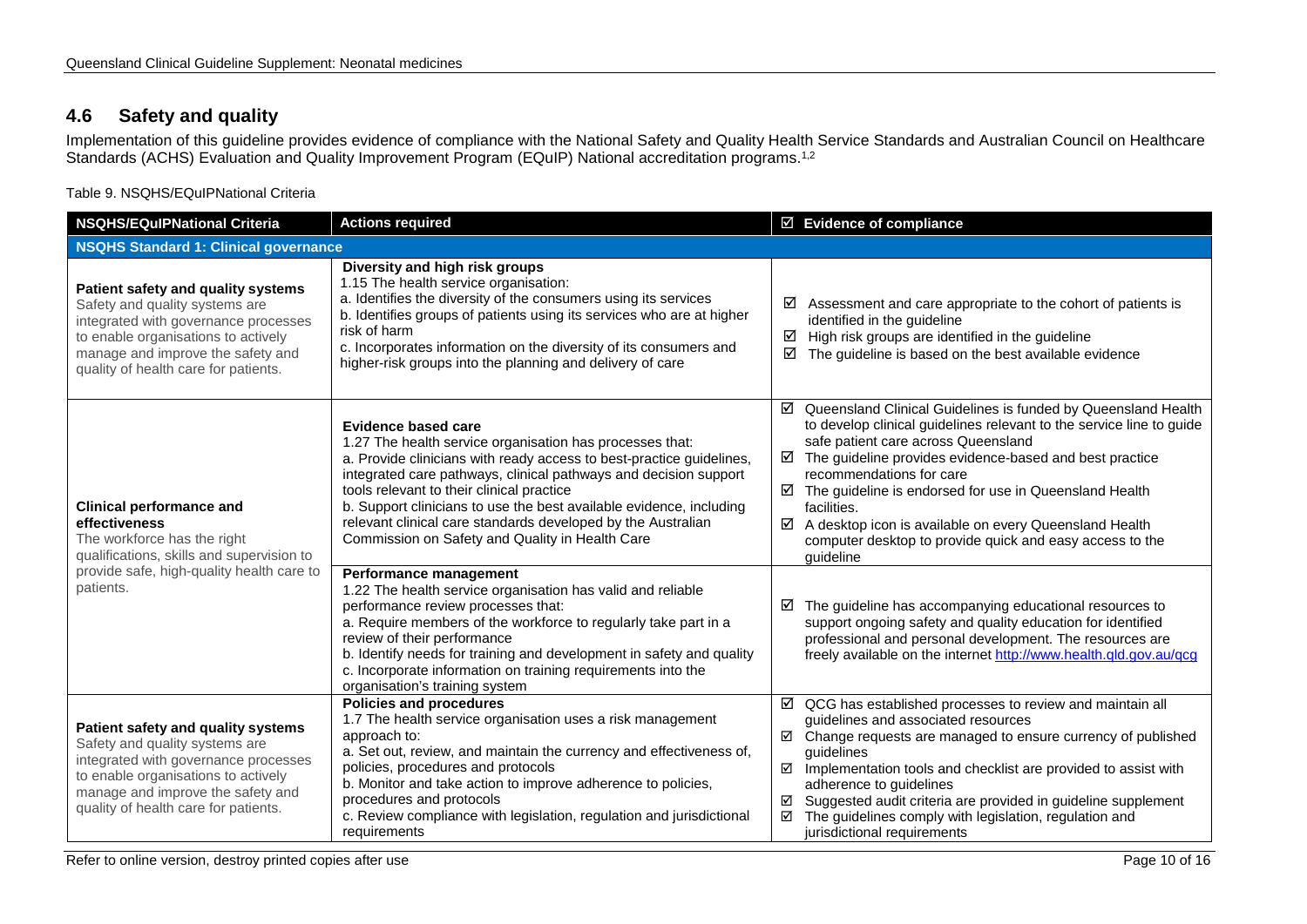## 4.6 Safety and quality

Implementation of this guideline provides evidence of compliance with the National Safety and Quality Health Service Standards and Australian Council on Healthcare Standards (ACHS) Evaluation and Quality Improvement Program (EQuIP) National accreditation programs.[1,2]

Table 9. NSQHS/EQuIPNational Criteria

| NSQHS/EQuIPNational Criteria | Actions required | ☑ Evidence of compliance |
|---|---|---|
| **NSQHS Standard 1: Clinical governance** | | |
| **Patient safety and quality systems**<br>Safety and quality systems are integrated with governance processes to enable organisations to actively manage and improve the safety and quality of health care for patients. | **Diversity and high risk groups**<br>1.15 The health service organisation:<br>a. Identifies the diversity of the consumers using its services<br>b. Identifies groups of patients using its services who are at higher risk of harm<br>c. Incorporates information on the diversity of its consumers and higher-risk groups into the planning and delivery of care | ☑ Assessment and care appropriate to the cohort of patients is identified in the guideline<br>☑ High risk groups are identified in the guideline<br>☑ The guideline is based on the best available evidence |
| **Clinical performance and effectiveness**<br>The workforce has the right qualifications, skills and supervision to provide safe, high-quality health care to patients. | **Evidence based care**<br>1.27 The health service organisation has processes that:<br>a. Provide clinicians with ready access to best-practice guidelines, integrated care pathways, clinical pathways and decision support tools relevant to their clinical practice<br>b. Support clinicians to use the best available evidence, including relevant clinical care standards developed by the Australian Commission on Safety and Quality in Health Care | ☑ Queensland Clinical Guidelines is funded by Queensland Health to develop clinical guidelines relevant to the service line to guide safe patient care across Queensland<br>☑ The guideline provides evidence-based and best practice recommendations for care<br>☑ The guideline is endorsed for use in Queensland Health facilities.<br>☑ A desktop icon is available on every Queensland Health computer desktop to provide quick and easy access to the guideline |
| | **Performance management**<br>1.22 The health service organisation has valid and reliable performance review processes that:<br>a. Require members of the workforce to regularly take part in a review of their performance<br>b. Identify needs for training and development in safety and quality<br>c. Incorporate information on training requirements into the organisation's training system | ☑ The guideline has accompanying educational resources to support ongoing safety and quality education for identified professional and personal development. The resources are freely available on the internet http://www.health.qld.gov.au/qcg |
| **Patient safety and quality systems**<br>Safety and quality systems are integrated with governance processes to enable organisations to actively manage and improve the safety and quality of health care for patients. | **Policies and procedures**<br>1.7 The health service organisation uses a risk management approach to:<br>a. Set out, review, and maintain the currency and effectiveness of, policies, procedures and protocols<br>b. Monitor and take action to improve adherence to policies, procedures and protocols<br>c. Review compliance with legislation, regulation and jurisdictional requirements | ☑ QCG has established processes to review and maintain all guidelines and associated resources<br>☑ Change requests are managed to ensure currency of published guidelines<br>☑ Implementation tools and checklist are provided to assist with adherence to guidelines<br>☑ Suggested audit criteria are provided in guideline supplement<br>☑ The guidelines comply with legislation, regulation and jurisdictional requirements |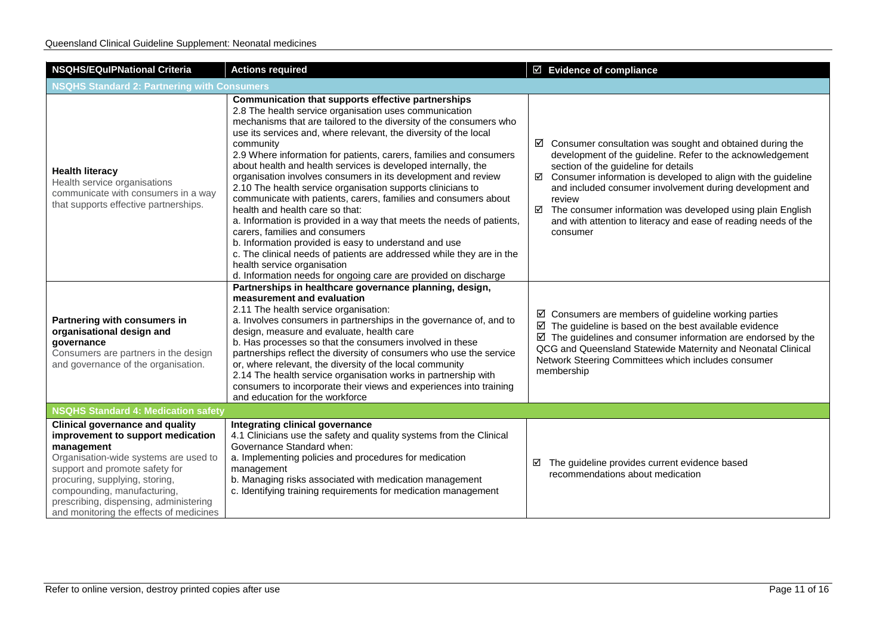| NSQHS/EQuIPNational Criteria | Actions required | ☑ Evidence of compliance |
|---|---|---|
| **NSQHS Standard 2: Partnering with Consumers** | | |
| **Health literacy**<br>Health service organisations communicate with consumers in a way that supports effective partnerships. | **Communication that supports effective partnerships**<br>2.8 The health service organisation uses communication mechanisms that are tailored to the diversity of the consumers who use its services and, where relevant, the diversity of the local community<br>2.9 Where information for patients, carers, families and consumers about health and health services is developed internally, the organisation involves consumers in its development and review<br>2.10 The health service organisation supports clinicians to communicate with patients, carers, families and consumers about health and health care so that:<br>a. Information is provided in a way that meets the needs of patients, carers, families and consumers<br>b. Information provided is easy to understand and use<br>c. The clinical needs of patients are addressed while they are in the health service organisation<br>d. Information needs for ongoing care are provided on discharge | ☑ Consumer consultation was sought and obtained during the development of the guideline. Refer to the acknowledgement section of the guideline for details<br>☑ Consumer information is developed to align with the guideline and included consumer involvement during development and review<br>☑ The consumer information was developed using plain English and with attention to literacy and ease of reading needs of the consumer |
| **Partnering with consumers in organisational design and governance**<br>Consumers are partners in the design and governance of the organisation. | **Partnerships in healthcare governance planning, design, measurement and evaluation**<br>2.11 The health service organisation:<br>a. Involves consumers in partnerships in the governance of, and to design, measure and evaluate, health care<br>b. Has processes so that the consumers involved in these partnerships reflect the diversity of consumers who use the service or, where relevant, the diversity of the local community<br>2.14 The health service organisation works in partnership with consumers to incorporate their views and experiences into training and education for the workforce | ☑ Consumers are members of guideline working parties<br>☑ The guideline is based on the best available evidence<br>☑ The guidelines and consumer information are endorsed by the QCG and Queensland Statewide Maternity and Neonatal Clinical Network Steering Committees which includes consumer membership |
| **NSQHS Standard 4: Medication safety** | | |
| **Clinical governance and quality improvement to support medication management**<br>Organisation-wide systems are used to support and promote safety for procuring, supplying, storing, compounding, manufacturing, prescribing, dispensing, administering and monitoring the effects of medicines | **Integrating clinical governance**<br>4.1 Clinicians use the safety and quality systems from the Clinical Governance Standard when:<br>a. Implementing policies and procedures for medication management<br>b. Managing risks associated with medication management<br>c. Identifying training requirements for medication management | ☑ The guideline provides current evidence based recommendations about medication |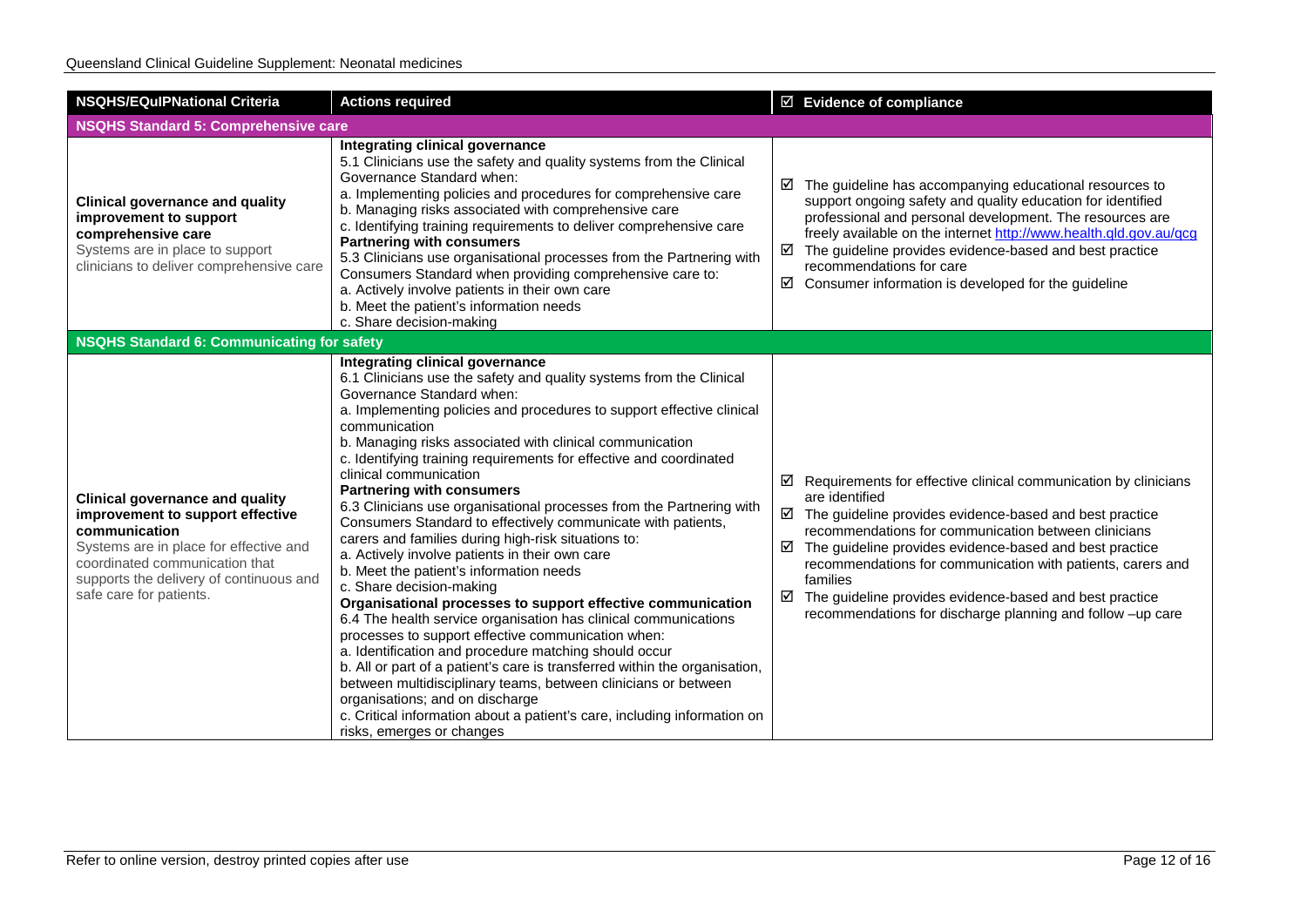| NSQHS/EQuIPNational Criteria | Actions required | ☑ Evidence of compliance |
|---|---|---|
| **NSQHS Standard 5: Comprehensive care** | | |
| **Clinical governance and quality improvement to support comprehensive care**<br>Systems are in place to support clinicians to deliver comprehensive care | **Integrating clinical governance**<br>5.1 Clinicians use the safety and quality systems from the Clinical Governance Standard when:<br>a. Implementing policies and procedures for comprehensive care<br>b. Managing risks associated with comprehensive care<br>c. Identifying training requirements to deliver comprehensive care<br>**Partnering with consumers**<br>5.3 Clinicians use organisational processes from the Partnering with Consumers Standard when providing comprehensive care to:<br>a. Actively involve patients in their own care<br>b. Meet the patient's information needs<br>c. Share decision-making | ☑ The guideline has accompanying educational resources to support ongoing safety and quality education for identified professional and personal development. The resources are freely available on the internet http://www.health.qld.gov.au/qcg<br>☑ The guideline provides evidence-based and best practice recommendations for care<br>☑ Consumer information is developed for the guideline |
| **NSQHS Standard 6: Communicating for safety** | | |
| **Clinical governance and quality improvement to support effective communication**<br>Systems are in place for effective and coordinated communication that supports the delivery of continuous and safe care for patients. | **Integrating clinical governance**<br>6.1 Clinicians use the safety and quality systems from the Clinical Governance Standard when:<br>a. Implementing policies and procedures to support effective clinical communication<br>b. Managing risks associated with clinical communication<br>c. Identifying training requirements for effective and coordinated clinical communication<br>**Partnering with consumers**<br>6.3 Clinicians use organisational processes from the Partnering with Consumers Standard to effectively communicate with patients, carers and families during high-risk situations to:<br>a. Actively involve patients in their own care<br>b. Meet the patient's information needs<br>c. Share decision-making<br>**Organisational processes to support effective communication**<br>6.4 The health service organisation has clinical communications processes to support effective communication when:<br>a. Identification and procedure matching should occur<br>b. All or part of a patient's care is transferred within the organisation, between multidisciplinary teams, between clinicians or between organisations; and on discharge<br>c. Critical information about a patient's care, including information on risks, emerges or changes | ☑ Requirements for effective clinical communication by clinicians are identified<br>☑ The guideline provides evidence-based and best practice recommendations for communication between clinicians<br>☑ The guideline provides evidence-based and best practice recommendations for communication with patients, carers and families<br>☑ The guideline provides evidence-based and best practice recommendations for discharge planning and follow –up care |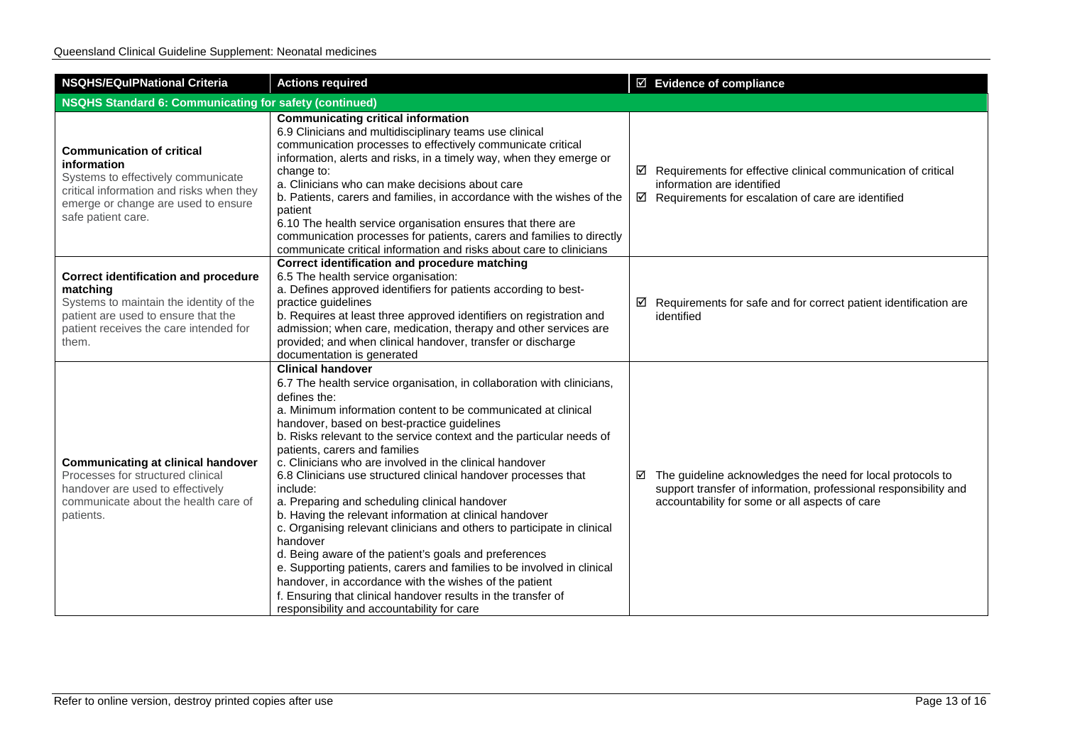| NSQHS/EQuIPNational Criteria | Actions required | ☑ Evidence of compliance |
|---|---|---|
| **NSQHS Standard 6: Communicating for safety (continued)** | | |
| **Communication of critical information**<br>Systems to effectively communicate critical information and risks when they emerge or change are used to ensure safe patient care. | **Communicating critical information**<br>6.9 Clinicians and multidisciplinary teams use clinical communication processes to effectively communicate critical information, alerts and risks, in a timely way, when they emerge or change to:<br>a. Clinicians who can make decisions about care<br>b. Patients, carers and families, in accordance with the wishes of the patient<br>6.10 The health service organisation ensures that there are communication processes for patients, carers and families to directly communicate critical information and risks about care to clinicians | ☑ Requirements for effective clinical communication of critical information are identified<br>☑ Requirements for escalation of care are identified |
| **Correct identification and procedure matching**<br>Systems to maintain the identity of the patient are used to ensure that the patient receives the care intended for them. | **Correct identification and procedure matching**<br>6.5 The health service organisation:<br>a. Defines approved identifiers for patients according to best-practice guidelines<br>b. Requires at least three approved identifiers on registration and admission; when care, medication, therapy and other services are provided; and when clinical handover, transfer or discharge documentation is generated | ☑ Requirements for safe and for correct patient identification are identified |
| **Communicating at clinical handover**<br>Processes for structured clinical handover are used to effectively communicate about the health care of patients. | **Clinical handover**<br>6.7 The health service organisation, in collaboration with clinicians, defines the:<br>a. Minimum information content to be communicated at clinical handover, based on best-practice guidelines<br>b. Risks relevant to the service context and the particular needs of patients, carers and families<br>c. Clinicians who are involved in the clinical handover<br>6.8 Clinicians use structured clinical handover processes that include:<br>a. Preparing and scheduling clinical handover<br>b. Having the relevant information at clinical handover<br>c. Organising relevant clinicians and others to participate in clinical handover<br>d. Being aware of the patient's goals and preferences<br>e. Supporting patients, carers and families to be involved in clinical handover, in accordance with the wishes of the patient<br>f. Ensuring that clinical handover results in the transfer of responsibility and accountability for care | ☑ The guideline acknowledges the need for local protocols to support transfer of information, professional responsibility and accountability for some or all aspects of care |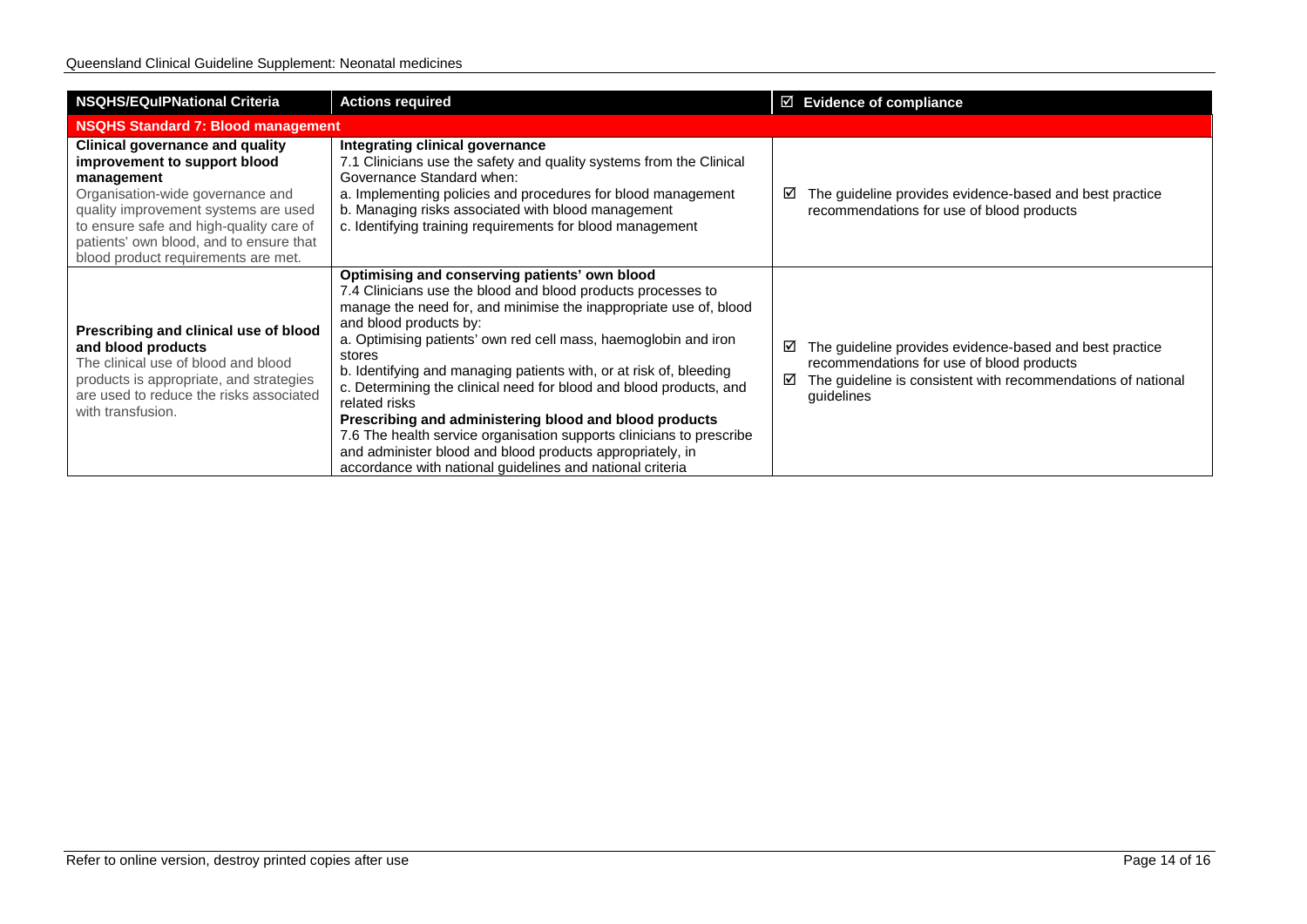| NSQHS/EQuIPNational Criteria | Actions required | ☑ Evidence of compliance |
|---|---|---|
| **NSQHS Standard 7: Blood management** | | |
| **Clinical governance and quality improvement to support blood management**<br>Organisation-wide governance and quality improvement systems are used to ensure safe and high-quality care of patients' own blood, and to ensure that blood product requirements are met. | **Integrating clinical governance**<br>7.1 Clinicians use the safety and quality systems from the Clinical Governance Standard when:<br>a. Implementing policies and procedures for blood management<br>b. Managing risks associated with blood management<br>c. Identifying training requirements for blood management | ☑ The guideline provides evidence-based and best practice recommendations for use of blood products |
| **Prescribing and clinical use of blood and blood products**<br>The clinical use of blood and blood products is appropriate, and strategies are used to reduce the risks associated with transfusion. | **Optimising and conserving patients' own blood**<br>7.4 Clinicians use the blood and blood products processes to manage the need for, and minimise the inappropriate use of, blood and blood products by:<br>a. Optimising patients' own red cell mass, haemoglobin and iron stores<br>b. Identifying and managing patients with, or at risk of, bleeding<br>c. Determining the clinical need for blood and blood products, and related risks<br>**Prescribing and administering blood and blood products**<br>7.6 The health service organisation supports clinicians to prescribe and administer blood and blood products appropriately, in accordance with national guidelines and national criteria | ☑ The guideline provides evidence-based and best practice recommendations for use of blood products<br>☑ The guideline is consistent with recommendations of national guidelines |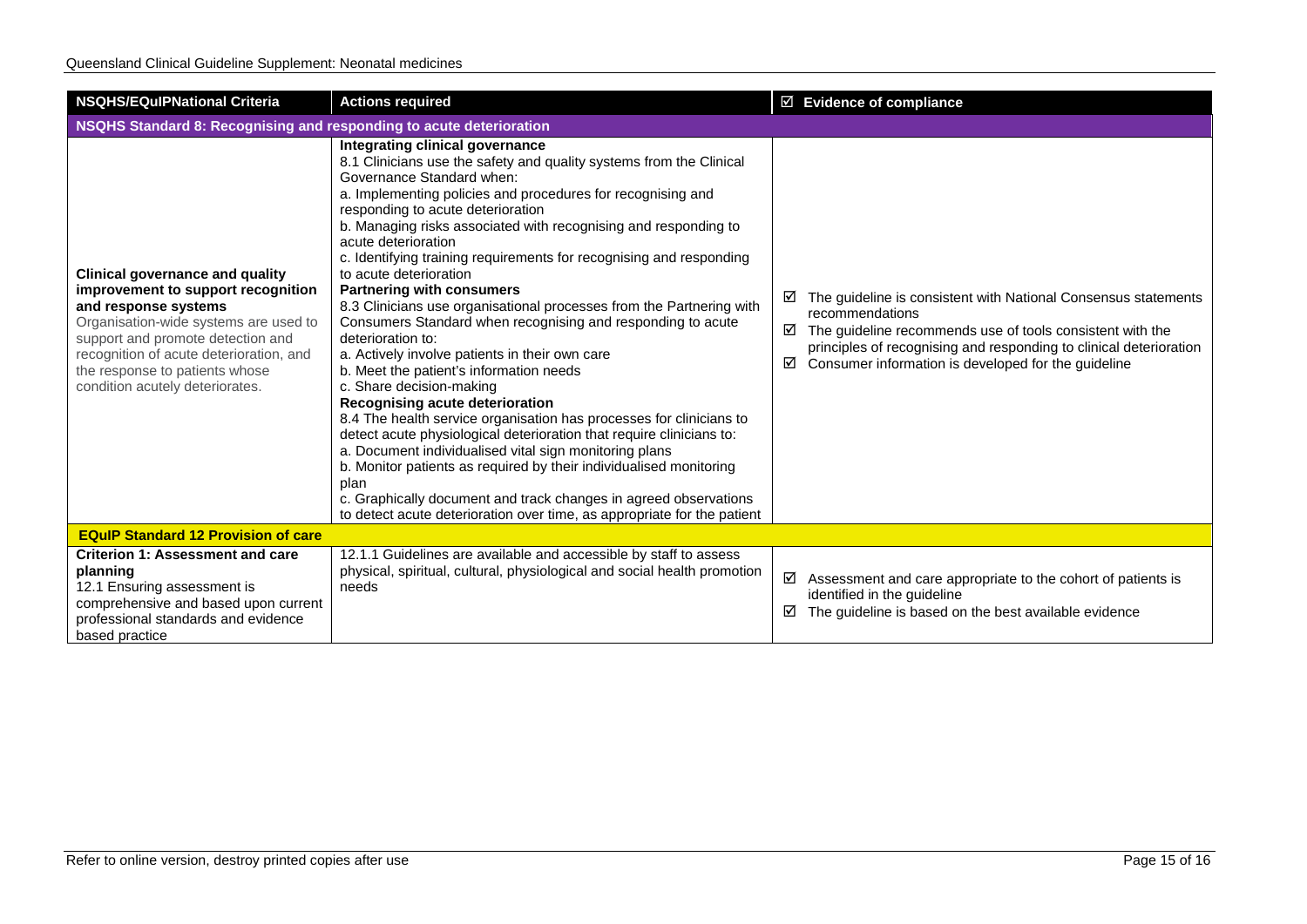| NSQHS/EQuIPNational Criteria | Actions required | ☑ Evidence of compliance |
|---|---|---|
| **NSQHS Standard 8: Recognising and responding to acute deterioration** | | |
| **Clinical governance and quality improvement to support recognition and response systems**<br>Organisation-wide systems are used to support and promote detection and recognition of acute deterioration, and the response to patients whose condition acutely deteriorates. | **Integrating clinical governance**<br>8.1 Clinicians use the safety and quality systems from the Clinical Governance Standard when:<br>a. Implementing policies and procedures for recognising and responding to acute deterioration<br>b. Managing risks associated with recognising and responding to acute deterioration<br>c. Identifying training requirements for recognising and responding to acute deterioration<br>**Partnering with consumers**<br>8.3 Clinicians use organisational processes from the Partnering with Consumers Standard when recognising and responding to acute deterioration to:<br>a. Actively involve patients in their own care<br>b. Meet the patient's information needs<br>c. Share decision-making<br>**Recognising acute deterioration**<br>8.4 The health service organisation has processes for clinicians to detect acute physiological deterioration that require clinicians to:<br>a. Document individualised vital sign monitoring plans<br>b. Monitor patients as required by their individualised monitoring plan<br>c. Graphically document and track changes in agreed observations to detect acute deterioration over time, as appropriate for the patient | ☑ The guideline is consistent with National Consensus statements recommendations<br>☑ The guideline recommends use of tools consistent with the principles of recognising and responding to clinical deterioration<br>☑ Consumer information is developed for the guideline |
| **EQuIP Standard 12 Provision of care** | | |
| **Criterion 1: Assessment and care planning**<br>12.1 Ensuring assessment is comprehensive and based upon current professional standards and evidence based practice | 12.1.1 Guidelines are available and accessible by staff to assess physical, spiritual, cultural, physiological and social health promotion needs | ☑ Assessment and care appropriate to the cohort of patients is identified in the guideline<br>☑ The guideline is based on the best available evidence |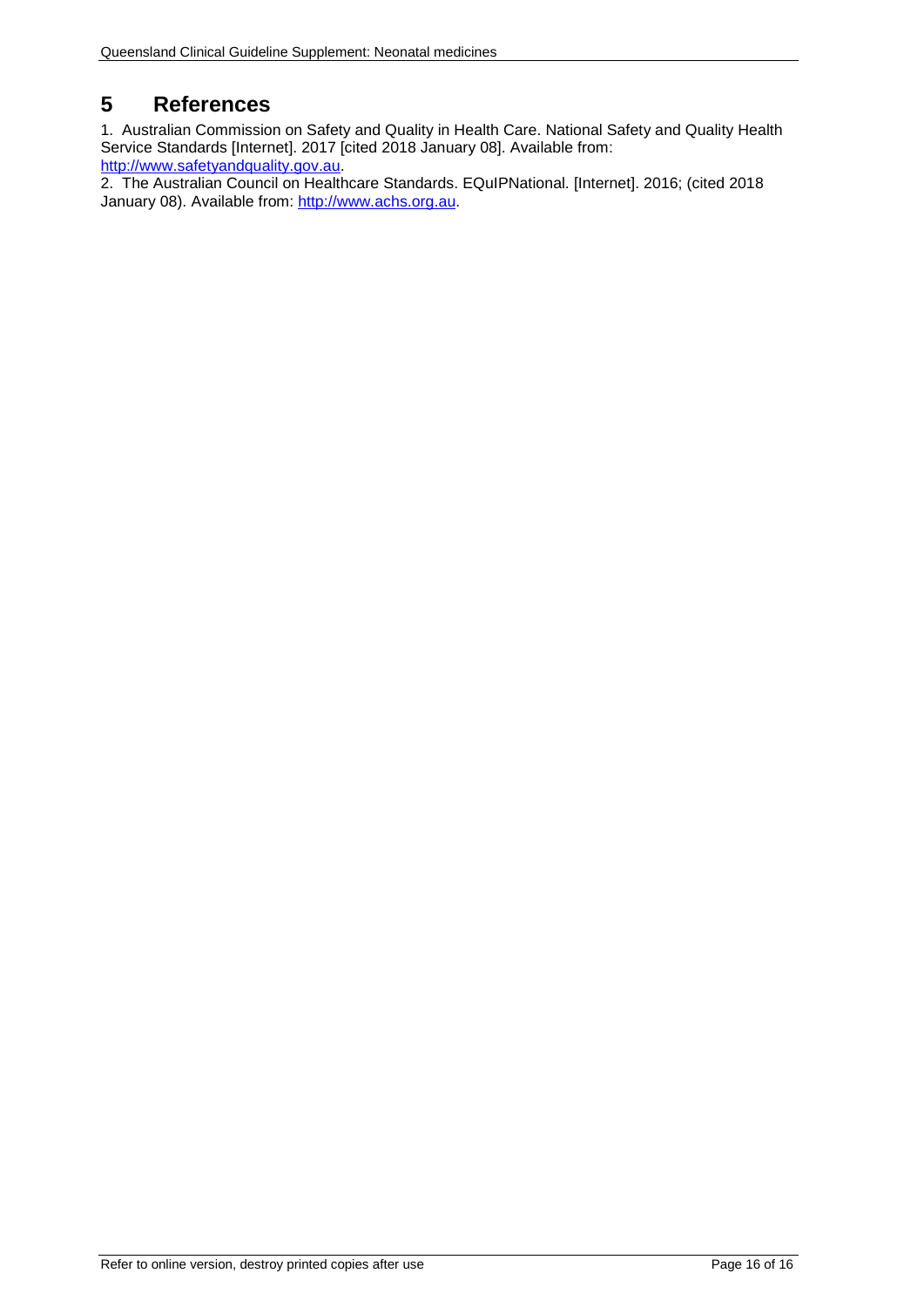# 5 References

1. Australian Commission on Safety and Quality in Health Care. National Safety and Quality Health Service Standards [Internet]. 2017 [cited 2018 January 08]. Available from: http://www.safetyandquality.gov.au.

2. The Australian Council on Healthcare Standards. EQuIPNational. [Internet]. 2016; (cited 2018 January 08). Available from: http://www.achs.org.au.